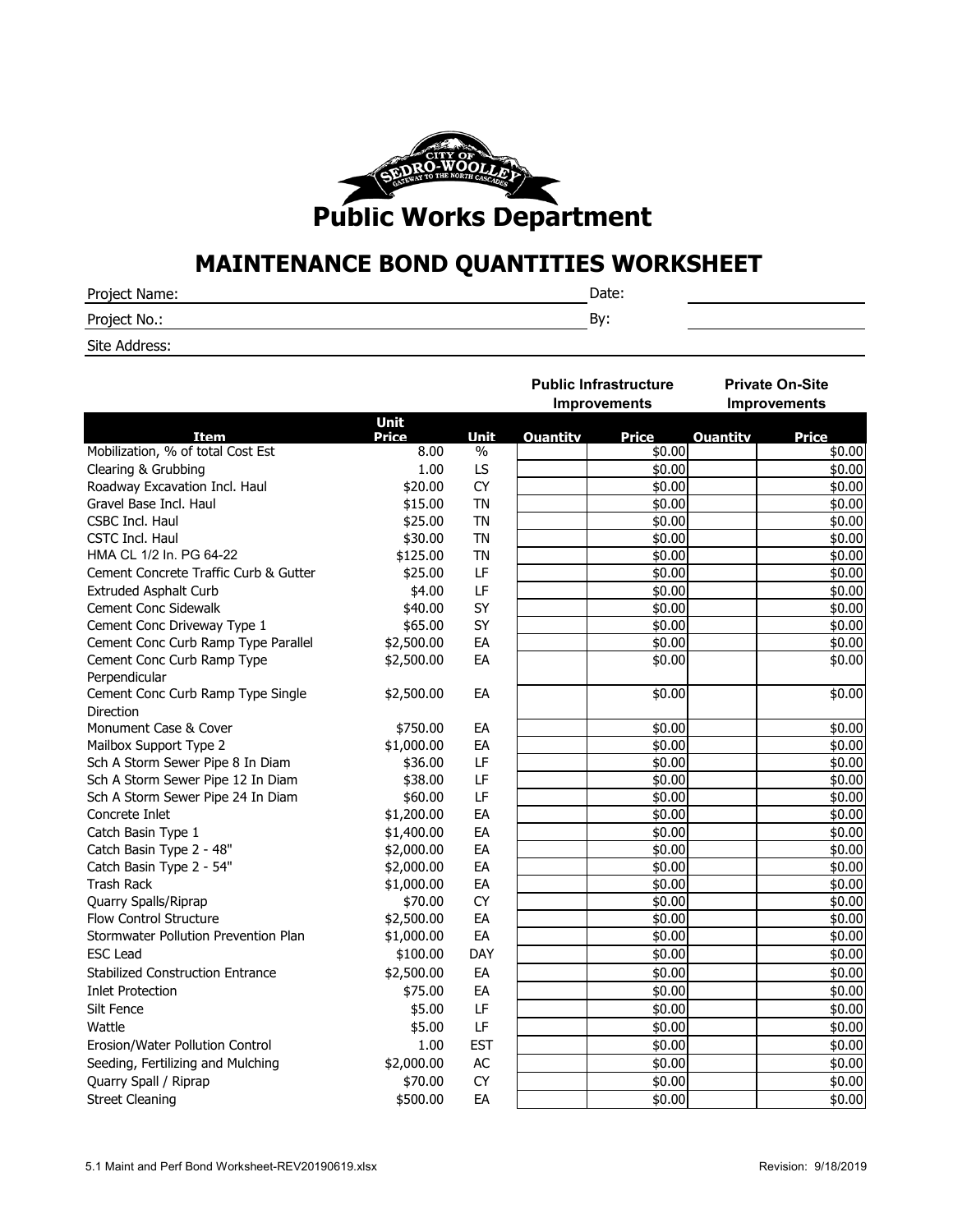# Public Works Department

## MAINTENANCE BOND QUANTITIES WORKSHEET

Project Name: ____________________ Date: ____________

Project No.: ____________________ By: ____________

Site Address: ____________________

| | | | Public Infrastructure Improvements | | Private On-Site Improvements | |
|---|---|---|---|---|---|---|
| **Item** | **Unit Price** | **Unit** | **Quantity** | **Price** | **Quantity** | **Price** |
| Mobilization, % of total Cost Est | 8.00 | % | | $0.00 | | $0.00 |
| Clearing & Grubbing | 1.00 | LS | | $0.00 | | $0.00 |
| Roadway Excavation Incl. Haul | $20.00 | CY | | $0.00 | | $0.00 |
| Gravel Base Incl. Haul | $15.00 | TN | | $0.00 | | $0.00 |
| CSBC Incl. Haul | $25.00 | TN | | $0.00 | | $0.00 |
| CSTC Incl. Haul | $30.00 | TN | | $0.00 | | $0.00 |
| HMA CL 1/2 In. PG 64-22 | $125.00 | TN | | $0.00 | | $0.00 |
| Cement Concrete Traffic Curb & Gutter | $25.00 | LF | | $0.00 | | $0.00 |
| Extruded Asphalt Curb | $4.00 | LF | | $0.00 | | $0.00 |
| Cement Conc Sidewalk | $40.00 | SY | | $0.00 | | $0.00 |
| Cement Conc Driveway Type 1 | $65.00 | SY | | $0.00 | | $0.00 |
| Cement Conc Curb Ramp Type Parallel | $2,500.00 | EA | | $0.00 | | $0.00 |
| Cement Conc Curb Ramp Type Perpendicular | $2,500.00 | EA | | $0.00 | | $0.00 |
| Cement Conc Curb Ramp Type Single Direction | $2,500.00 | EA | | $0.00 | | $0.00 |
| Monument Case & Cover | $750.00 | EA | | $0.00 | | $0.00 |
| Mailbox Support Type 2 | $1,000.00 | EA | | $0.00 | | $0.00 |
| Sch A Storm Sewer Pipe 8 In Diam | $36.00 | LF | | $0.00 | | $0.00 |
| Sch A Storm Sewer Pipe 12 In Diam | $38.00 | LF | | $0.00 | | $0.00 |
| Sch A Storm Sewer Pipe 24 In Diam | $60.00 | LF | | $0.00 | | $0.00 |
| Concrete Inlet | $1,200.00 | EA | | $0.00 | | $0.00 |
| Catch Basin Type 1 | $1,400.00 | EA | | $0.00 | | $0.00 |
| Catch Basin Type 2 - 48" | $2,000.00 | EA | | $0.00 | | $0.00 |
| Catch Basin Type 2 - 54" | $2,000.00 | EA | | $0.00 | | $0.00 |
| Trash Rack | $1,000.00 | EA | | $0.00 | | $0.00 |
| Quarry Spalls/Riprap | $70.00 | CY | | $0.00 | | $0.00 |
| Flow Control Structure | $2,500.00 | EA | | $0.00 | | $0.00 |
| Stormwater Pollution Prevention Plan | $1,000.00 | EA | | $0.00 | | $0.00 |
| ESC Lead | $100.00 | DAY | | $0.00 | | $0.00 |
| Stabilized Construction Entrance | $2,500.00 | EA | | $0.00 | | $0.00 |
| Inlet Protection | $75.00 | EA | | $0.00 | | $0.00 |
| Silt Fence | $5.00 | LF | | $0.00 | | $0.00 |
| Wattle | $5.00 | LF | | $0.00 | | $0.00 |
| Erosion/Water Pollution Control | 1.00 | EST | | $0.00 | | $0.00 |
| Seeding, Fertilizing and Mulching | $2,000.00 | AC | | $0.00 | | $0.00 |
| Quarry Spall / Riprap | $70.00 | CY | | $0.00 | | $0.00 |
| Street Cleaning | $500.00 | EA | | $0.00 | | $0.00 |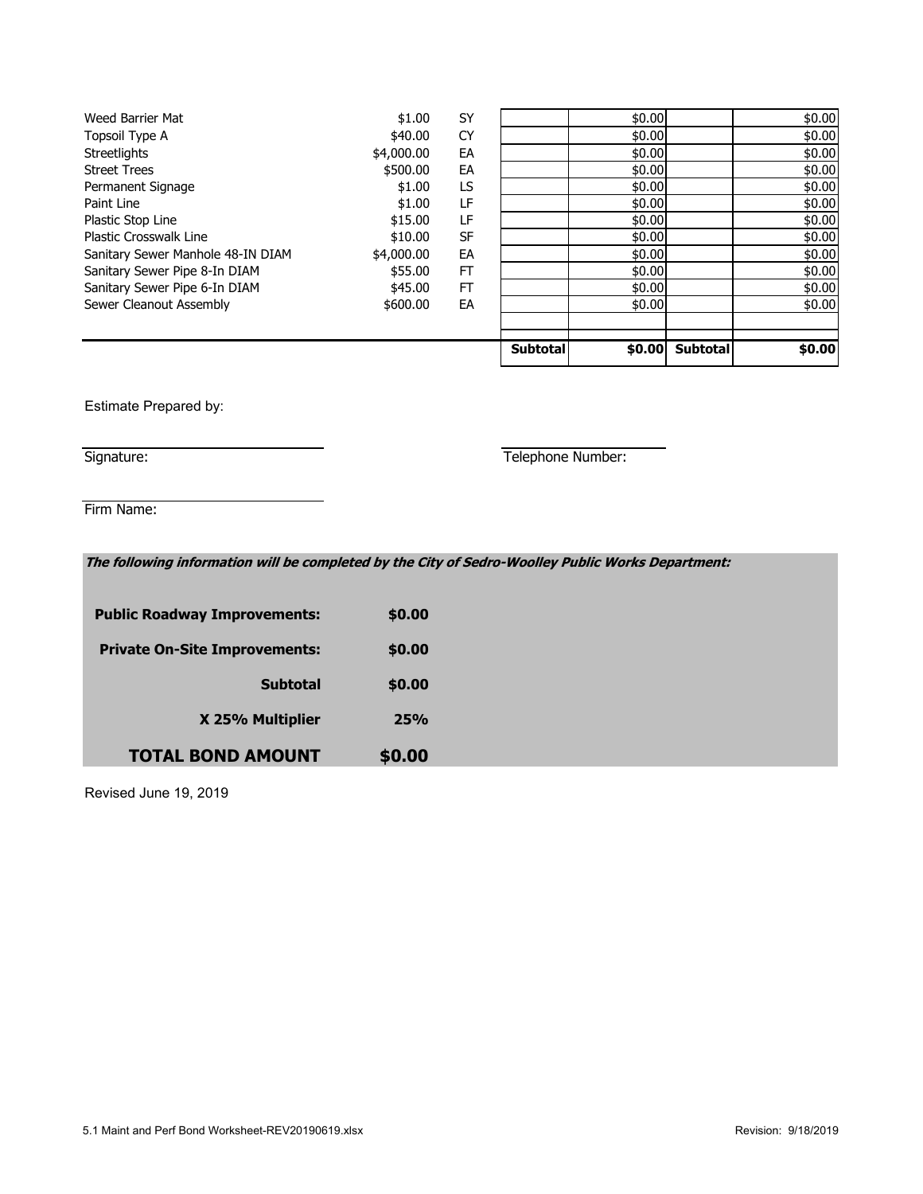| | | | | | | |
|---|---|---|---|---|---|---|
| Weed Barrier Mat | $1.00 | SY | | $0.00 | | $0.00 |
| Topsoil Type A | $40.00 | CY | | $0.00 | | $0.00 |
| Streetlights | $4,000.00 | EA | | $0.00 | | $0.00 |
| Street Trees | $500.00 | EA | | $0.00 | | $0.00 |
| Permanent Signage | $1.00 | LS | | $0.00 | | $0.00 |
| Paint Line | $1.00 | LF | | $0.00 | | $0.00 |
| Plastic Stop Line | $15.00 | LF | | $0.00 | | $0.00 |
| Plastic Crosswalk Line | $10.00 | SF | | $0.00 | | $0.00 |
| Sanitary Sewer Manhole 48-IN DIAM | $4,000.00 | EA | | $0.00 | | $0.00 |
| Sanitary Sewer Pipe 8-In DIAM | $55.00 | FT | | $0.00 | | $0.00 |
| Sanitary Sewer Pipe 6-In DIAM | $45.00 | FT | | $0.00 | | $0.00 |
| Sewer Cleanout Assembly | $600.00 | EA | | $0.00 | | $0.00 |
| | | | | | | |
| | | | **Subtotal** | **$0.00** | **Subtotal** | **$0.00** |

Estimate Prepared by:

Signature: ______________________________ Telephone Number: ______________________

Firm Name: ______________________________

***The following information will be completed by the City of Sedro-Woolley Public Works Department:***

| | |
|---|---|
| **Public Roadway Improvements:** | **$0.00** |
| **Private On-Site Improvements:** | **$0.00** |
| **Subtotal** | **$0.00** |
| **X 25% Multiplier** | **25%** |
| **TOTAL BOND AMOUNT** | **$0.00** |

Revised June 19, 2019

5.1 Maint and Perf Bond Worksheet-REV20190619.xlsx

Revision: 9/18/2019